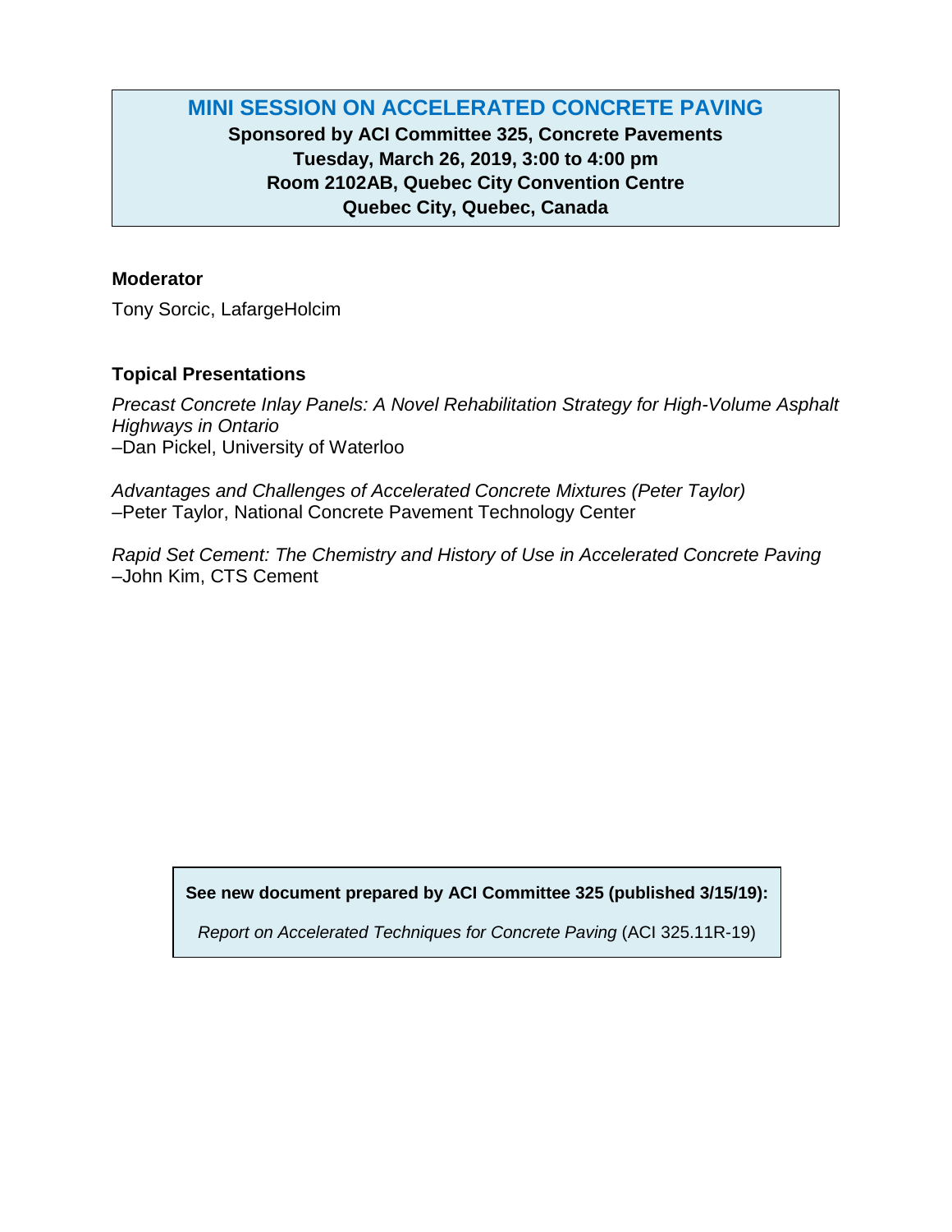# MINI SESSION ON ACCELERATED CONCRETE PAVING

**Sponsored by ACI Committee 325, Concrete Pavements**
**Tuesday, March 26, 2019, 3:00 to 4:00 pm**
**Room 2102AB, Quebec City Convention Centre**
**Quebec City, Quebec, Canada**

### Moderator

Tony Sorcic, LafargeHolcim

### Topical Presentations

*Precast Concrete Inlay Panels: A Novel Rehabilitation Strategy for High-Volume Asphalt Highways in Ontario*
–Dan Pickel, University of Waterloo

*Advantages and Challenges of Accelerated Concrete Mixtures (Peter Taylor)*
–Peter Taylor, National Concrete Pavement Technology Center

*Rapid Set Cement: The Chemistry and History of Use in Accelerated Concrete Paving*
–John Kim, CTS Cement

**See new document prepared by ACI Committee 325 (published 3/15/19):**

*Report on Accelerated Techniques for Concrete Paving* (ACI 325.11R-19)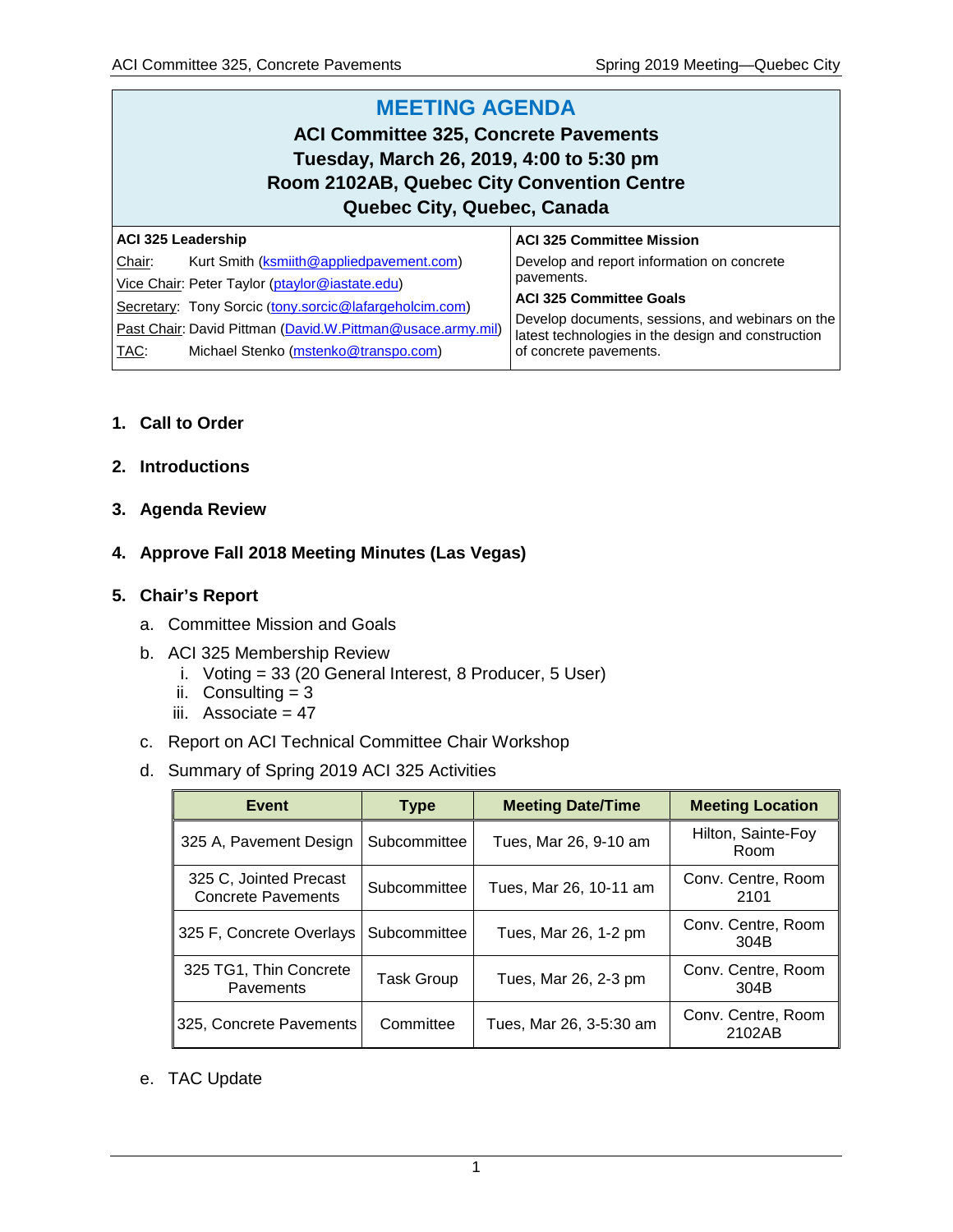# MEETING AGENDA

**ACI Committee 325, Concrete Pavements**
**Tuesday, March 26, 2019, 4:00 to 5:30 pm**
**Room 2102AB, Quebec City Convention Centre**
**Quebec City, Quebec, Canada**

| ACI 325 Leadership | ACI 325 Committee Mission |
|---|---|
| Chair: Kurt Smith (ksmiith@appliedpavement.com) | Develop and report information on concrete pavements. |
| Vice Chair: Peter Taylor (ptaylor@iastate.edu) | **ACI 325 Committee Goals** |
| Secretary: Tony Sorcic (tony.sorcic@lafargeholcim.com) | Develop documents, sessions, and webinars on the latest technologies in the design and construction of concrete pavements. |
| Past Chair: David Pittman (David.W.Pittman@usace.army.mil) | |
| TAC: Michael Stenko (mstenko@transpo.com) | |

1. **Call to Order**

2. **Introductions**

3. **Agenda Review**

4. **Approve Fall 2018 Meeting Minutes (Las Vegas)**

5. **Chair's Report**
   a. Committee Mission and Goals
   b. ACI 325 Membership Review
      i. Voting = 33 (20 General Interest, 8 Producer, 5 User)
      ii. Consulting = 3
      iii. Associate = 47
   c. Report on ACI Technical Committee Chair Workshop
   d. Summary of Spring 2019 ACI 325 Activities

| Event | Type | Meeting Date/Time | Meeting Location |
|---|---|---|---|
| 325 A, Pavement Design | Subcommittee | Tues, Mar 26, 9-10 am | Hilton, Sainte-Foy Room |
| 325 C, Jointed Precast Concrete Pavements | Subcommittee | Tues, Mar 26, 10-11 am | Conv. Centre, Room 2101 |
| 325 F, Concrete Overlays | Subcommittee | Tues, Mar 26, 1-2 pm | Conv. Centre, Room 304B |
| 325 TG1, Thin Concrete Pavements | Task Group | Tues, Mar 26, 2-3 pm | Conv. Centre, Room 304B |
| 325, Concrete Pavements | Committee | Tues, Mar 26, 3-5:30 am | Conv. Centre, Room 2102AB |

   e. TAC Update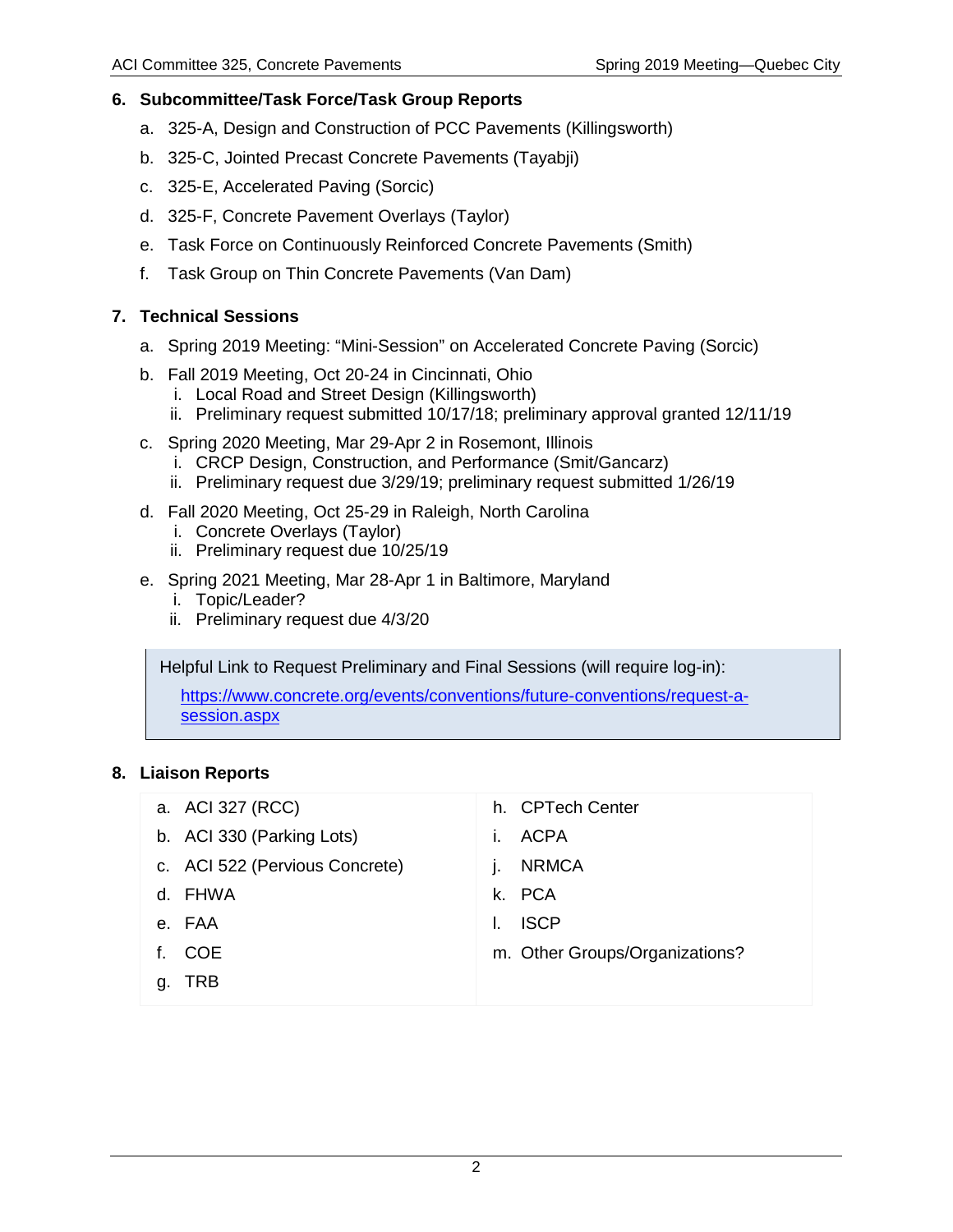## 6. Subcommittee/Task Force/Task Group Reports

a. 325-A, Design and Construction of PCC Pavements (Killingsworth)

b. 325-C, Jointed Precast Concrete Pavements (Tayabji)

c. 325-E, Accelerated Paving (Sorcic)

d. 325-F, Concrete Pavement Overlays (Taylor)

e. Task Force on Continuously Reinforced Concrete Pavements (Smith)

f. Task Group on Thin Concrete Pavements (Van Dam)

## 7. Technical Sessions

a. Spring 2019 Meeting: "Mini-Session" on Accelerated Concrete Paving (Sorcic)

b. Fall 2019 Meeting, Oct 20-24 in Cincinnati, Ohio
   i. Local Road and Street Design (Killingsworth)
   ii. Preliminary request submitted 10/17/18; preliminary approval granted 12/11/19

c. Spring 2020 Meeting, Mar 29-Apr 2 in Rosemont, Illinois
   i. CRCP Design, Construction, and Performance (Smit/Gancarz)
   ii. Preliminary request due 3/29/19; preliminary request submitted 1/26/19

d. Fall 2020 Meeting, Oct 25-29 in Raleigh, North Carolina
   i. Concrete Overlays (Taylor)
   ii. Preliminary request due 10/25/19

e. Spring 2021 Meeting, Mar 28-Apr 1 in Baltimore, Maryland
   i. Topic/Leader?
   ii. Preliminary request due 4/3/20

> Helpful Link to Request Preliminary and Final Sessions (will require log-in):
>
> https://www.concrete.org/events/conventions/future-conventions/request-a-session.aspx

## 8. Liaison Reports

a. ACI 327 (RCC)

b. ACI 330 (Parking Lots)

c. ACI 522 (Pervious Concrete)

d. FHWA

e. FAA

f. COE

g. TRB

h. CPTech Center

i. ACPA

j. NRMCA

k. PCA

l. ISCP

m. Other Groups/Organizations?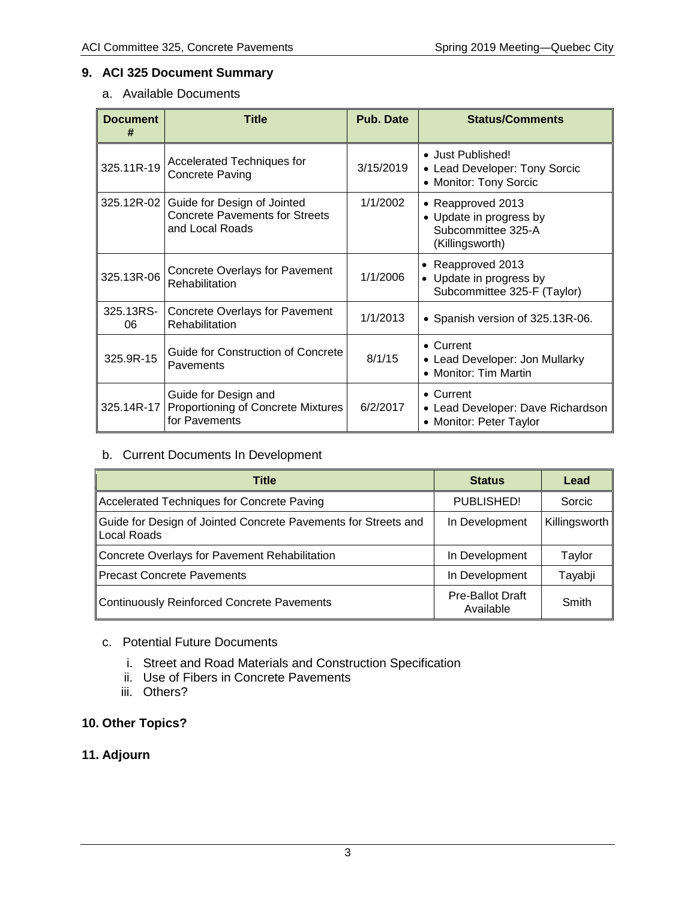## 9. ACI 325 Document Summary

a. Available Documents

| Document # | Title | Pub. Date | Status/Comments |
|---|---|---|---|
| 325.11R-19 | Accelerated Techniques for Concrete Paving | 3/15/2019 | • Just Published!<br>• Lead Developer: Tony Sorcic<br>• Monitor: Tony Sorcic |
| 325.12R-02 | Guide for Design of Jointed Concrete Pavements for Streets and Local Roads | 1/1/2002 | • Reapproved 2013<br>• Update in progress by Subcommittee 325-A (Killingsworth) |
| 325.13R-06 | Concrete Overlays for Pavement Rehabilitation | 1/1/2006 | • Reapproved 2013<br>• Update in progress by Subcommittee 325-F (Taylor) |
| 325.13RS-06 | Concrete Overlays for Pavement Rehabilitation | 1/1/2013 | • Spanish version of 325.13R-06. |
| 325.9R-15 | Guide for Construction of Concrete Pavements | 8/1/15 | • Current<br>• Lead Developer: Jon Mullarky<br>• Monitor: Tim Martin |
| 325.14R-17 | Guide for Design and Proportioning of Concrete Mixtures for Pavements | 6/2/2017 | • Current<br>• Lead Developer: Dave Richardson<br>• Monitor: Peter Taylor |

b. Current Documents In Development

| Title | Status | Lead |
|---|---|---|
| Accelerated Techniques for Concrete Paving | PUBLISHED! | Sorcic |
| Guide for Design of Jointed Concrete Pavements for Streets and Local Roads | In Development | Killingsworth |
| Concrete Overlays for Pavement Rehabilitation | In Development | Taylor |
| Precast Concrete Pavements | In Development | Tayabji |
| Continuously Reinforced Concrete Pavements | Pre-Ballot Draft Available | Smith |

c. Potential Future Documents

i. Street and Road Materials and Construction Specification
ii. Use of Fibers in Concrete Pavements
iii. Others?

## 10. Other Topics?

## 11. Adjourn